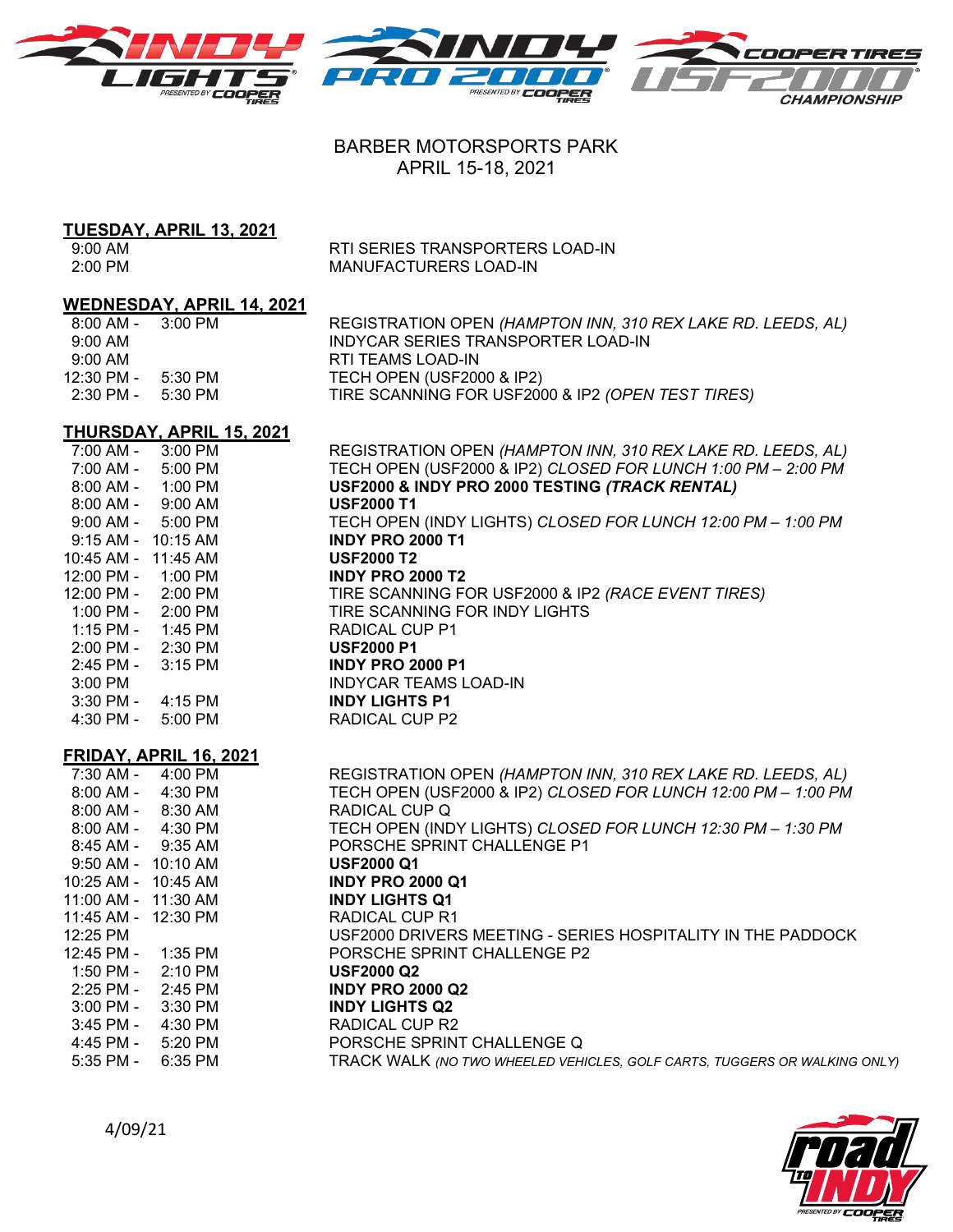# BARBER MOTORSPORTS PARK
## APRIL 15-18, 2021

### TUESDAY, APRIL 13, 2021

| Time | Event |
|---|---|
| 9:00 AM | RTI SERIES TRANSPORTERS LOAD-IN |
| 2:00 PM | MANUFACTURERS LOAD-IN |

### WEDNESDAY, APRIL 14, 2021

| Time | Event |
|---|---|
| 8:00 AM - 3:00 PM | REGISTRATION OPEN *(HAMPTON INN, 310 REX LAKE RD. LEEDS, AL)* |
| 9:00 AM | INDYCAR SERIES TRANSPORTER LOAD-IN |
| 9:00 AM | RTI TEAMS LOAD-IN |
| 12:30 PM - 5:30 PM | TECH OPEN (USF2000 & IP2) |
| 2:30 PM - 5:30 PM | TIRE SCANNING FOR USF2000 & IP2 *(OPEN TEST TIRES)* |

### THURSDAY, APRIL 15, 2021

| Time | Event |
|---|---|
| 7:00 AM - 3:00 PM | REGISTRATION OPEN *(HAMPTON INN, 310 REX LAKE RD. LEEDS, AL)* |
| 7:00 AM - 5:00 PM | TECH OPEN (USF2000 & IP2) *CLOSED FOR LUNCH 1:00 PM – 2:00 PM* |
| 8:00 AM - 1:00 PM | **USF2000 & INDY PRO 2000 TESTING *(TRACK RENTAL)*** |
| 8:00 AM - 9:00 AM | **USF2000 T1** |
| 9:00 AM - 5:00 PM | TECH OPEN (INDY LIGHTS) *CLOSED FOR LUNCH 12:00 PM – 1:00 PM* |
| 9:15 AM - 10:15 AM | **INDY PRO 2000 T1** |
| 10:45 AM - 11:45 AM | **USF2000 T2** |
| 12:00 PM - 1:00 PM | **INDY PRO 2000 T2** |
| 12:00 PM - 2:00 PM | TIRE SCANNING FOR USF2000 & IP2 *(RACE EVENT TIRES)* |
| 1:00 PM - 2:00 PM | TIRE SCANNING FOR INDY LIGHTS |
| 1:15 PM - 1:45 PM | RADICAL CUP P1 |
| 2:00 PM - 2:30 PM | **USF2000 P1** |
| 2:45 PM - 3:15 PM | **INDY PRO 2000 P1** |
| 3:00 PM | INDYCAR TEAMS LOAD-IN |
| 3:30 PM - 4:15 PM | **INDY LIGHTS P1** |
| 4:30 PM - 5:00 PM | RADICAL CUP P2 |

### FRIDAY, APRIL 16, 2021

| Time | Event |
|---|---|
| 7:30 AM - 4:00 PM | REGISTRATION OPEN *(HAMPTON INN, 310 REX LAKE RD. LEEDS, AL)* |
| 8:00 AM - 4:30 PM | TECH OPEN (USF2000 & IP2) *CLOSED FOR LUNCH 12:00 PM – 1:00 PM* |
| 8:00 AM - 8:30 AM | RADICAL CUP Q |
| 8:00 AM - 4:30 PM | TECH OPEN (INDY LIGHTS) *CLOSED FOR LUNCH 12:30 PM – 1:30 PM* |
| 8:45 AM - 9:35 AM | PORSCHE SPRINT CHALLENGE P1 |
| 9:50 AM - 10:10 AM | **USF2000 Q1** |
| 10:25 AM - 10:45 AM | **INDY PRO 2000 Q1** |
| 11:00 AM - 11:30 AM | **INDY LIGHTS Q1** |
| 11:45 AM - 12:30 PM | RADICAL CUP R1 |
| 12:25 PM | USF2000 DRIVERS MEETING - SERIES HOSPITALITY IN THE PADDOCK |
| 12:45 PM - 1:35 PM | PORSCHE SPRINT CHALLENGE P2 |
| 1:50 PM - 2:10 PM | **USF2000 Q2** |
| 2:25 PM - 2:45 PM | **INDY PRO 2000 Q2** |
| 3:00 PM - 3:30 PM | **INDY LIGHTS Q2** |
| 3:45 PM - 4:30 PM | RADICAL CUP R2 |
| 4:45 PM - 5:20 PM | PORSCHE SPRINT CHALLENGE Q |
| 5:35 PM - 6:35 PM | TRACK WALK *(NO TWO WHEELED VEHICLES, GOLF CARTS, TUGGERS OR WALKING ONLY)* |

4/09/21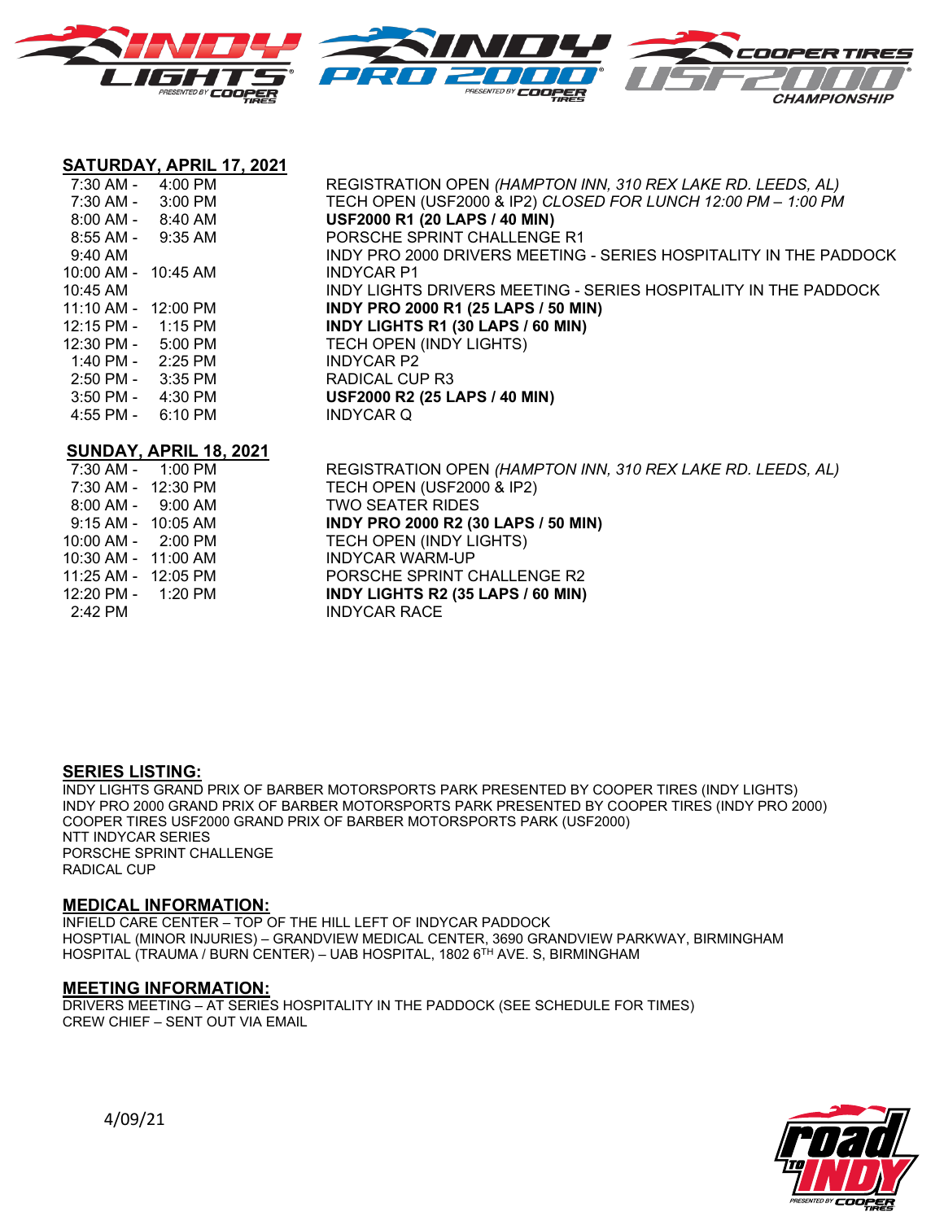## SATURDAY, APRIL 17, 2021

| | |
|---|---|
| 7:30 AM - 4:00 PM | REGISTRATION OPEN *(HAMPTON INN, 310 REX LAKE RD. LEEDS, AL)* |
| 7:30 AM - 3:00 PM | TECH OPEN (USF2000 & IP2) *CLOSED FOR LUNCH 12:00 PM – 1:00 PM* |
| 8:00 AM - 8:40 AM | **USF2000 R1 (20 LAPS / 40 MIN)** |
| 8:55 AM - 9:35 AM | PORSCHE SPRINT CHALLENGE R1 |
| 9:40 AM | INDY PRO 2000 DRIVERS MEETING - SERIES HOSPITALITY IN THE PADDOCK |
| 10:00 AM - 10:45 AM | INDYCAR P1 |
| 10:45 AM | INDY LIGHTS DRIVERS MEETING - SERIES HOSPITALITY IN THE PADDOCK |
| 11:10 AM - 12:00 PM | **INDY PRO 2000 R1 (25 LAPS / 50 MIN)** |
| 12:15 PM - 1:15 PM | **INDY LIGHTS R1 (30 LAPS / 60 MIN)** |
| 12:30 PM - 5:00 PM | TECH OPEN (INDY LIGHTS) |
| 1:40 PM - 2:25 PM | INDYCAR P2 |
| 2:50 PM - 3:35 PM | RADICAL CUP R3 |
| 3:50 PM - 4:30 PM | **USF2000 R2 (25 LAPS / 40 MIN)** |
| 4:55 PM - 6:10 PM | INDYCAR Q |

## SUNDAY, APRIL 18, 2021

| | |
|---|---|
| 7:30 AM - 1:00 PM | REGISTRATION OPEN *(HAMPTON INN, 310 REX LAKE RD. LEEDS, AL)* |
| 7:30 AM - 12:30 PM | TECH OPEN (USF2000 & IP2) |
| 8:00 AM - 9:00 AM | TWO SEATER RIDES |
| 9:15 AM - 10:05 AM | **INDY PRO 2000 R2 (30 LAPS / 50 MIN)** |
| 10:00 AM - 2:00 PM | TECH OPEN (INDY LIGHTS) |
| 10:30 AM - 11:00 AM | INDYCAR WARM-UP |
| 11:25 AM - 12:05 PM | PORSCHE SPRINT CHALLENGE R2 |
| 12:20 PM - 1:20 PM | **INDY LIGHTS R2 (35 LAPS / 60 MIN)** |
| 2:42 PM | INDYCAR RACE |

## SERIES LISTING:

INDY LIGHTS GRAND PRIX OF BARBER MOTORSPORTS PARK PRESENTED BY COOPER TIRES (INDY LIGHTS)
INDY PRO 2000 GRAND PRIX OF BARBER MOTORSPORTS PARK PRESENTED BY COOPER TIRES (INDY PRO 2000)
COOPER TIRES USF2000 GRAND PRIX OF BARBER MOTORSPORTS PARK (USF2000)
NTT INDYCAR SERIES
PORSCHE SPRINT CHALLENGE
RADICAL CUP

## MEDICAL INFORMATION:

INFIELD CARE CENTER – TOP OF THE HILL LEFT OF INDYCAR PADDOCK
HOSPTIAL (MINOR INJURIES) – GRANDVIEW MEDICAL CENTER, 3690 GRANDVIEW PARKWAY, BIRMINGHAM
HOSPITAL (TRAUMA / BURN CENTER) – UAB HOSPITAL, 1802 6TH AVE. S, BIRMINGHAM

## MEETING INFORMATION:

DRIVERS MEETING – AT SERIES HOSPITALITY IN THE PADDOCK (SEE SCHEDULE FOR TIMES)
CREW CHIEF – SENT OUT VIA EMAIL

4/09/21